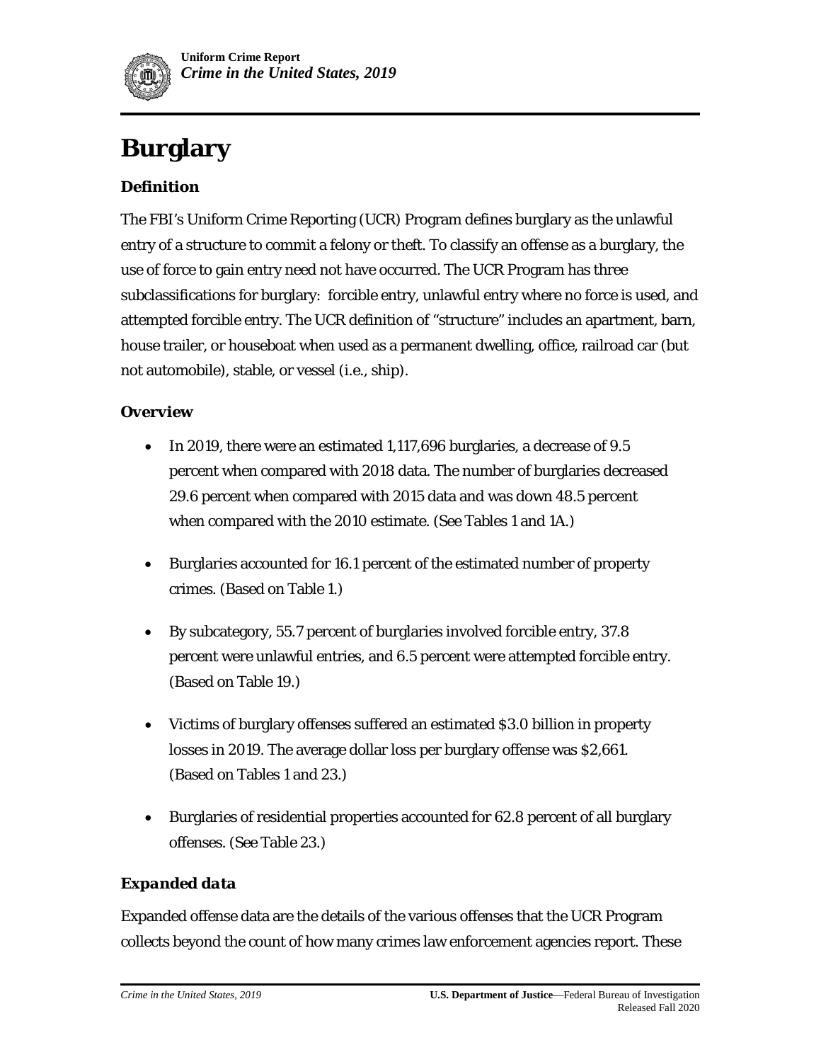# Burglary

### Definition

The FBI's Uniform Crime Reporting (UCR) Program defines burglary as the unlawful entry of a structure to commit a felony or theft. To classify an offense as a burglary, the use of force to gain entry need not have occurred. The UCR Program has three subclassifications for burglary: forcible entry, unlawful entry where no force is used, and attempted forcible entry. The UCR definition of "structure" includes an apartment, barn, house trailer, or houseboat when used as a permanent dwelling, office, railroad car (but not automobile), stable, or vessel (i.e., ship).

### Overview

- In 2019, there were an estimated 1,117,696 burglaries, a decrease of 9.5 percent when compared with 2018 data. The number of burglaries decreased 29.6 percent when compared with 2015 data and was down 48.5 percent when compared with the 2010 estimate. (See Tables 1 and 1A.)
- Burglaries accounted for 16.1 percent of the estimated number of property crimes. (Based on Table 1.)
- By subcategory, 55.7 percent of burglaries involved forcible entry, 37.8 percent were unlawful entries, and 6.5 percent were attempted forcible entry. (Based on Table 19.)
- Victims of burglary offenses suffered an estimated $3.0 billion in property losses in 2019. The average dollar loss per burglary offense was $2,661. (Based on Tables 1 and 23.)
- Burglaries of residential properties accounted for 62.8 percent of all burglary offenses. (See Table 23.)

### *Expanded data*

Expanded offense data are the details of the various offenses that the UCR Program collects beyond the count of how many crimes law enforcement agencies report. These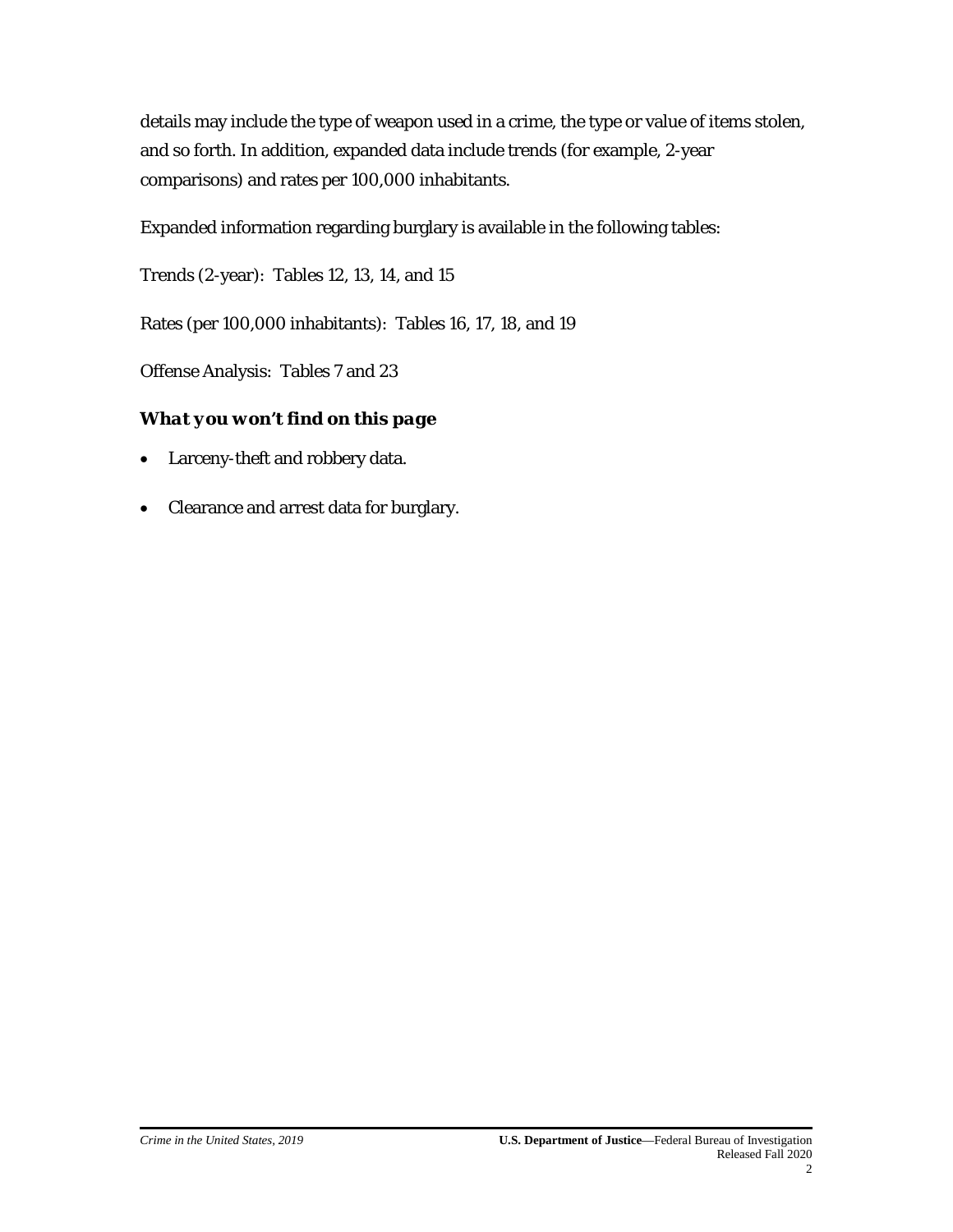details may include the type of weapon used in a crime, the type or value of items stolen, and so forth. In addition, expanded data include trends (for example, 2-year comparisons) and rates per 100,000 inhabitants.

Expanded information regarding burglary is available in the following tables:

Trends (2-year): Tables 12, 13, 14, and 15

Rates (per 100,000 inhabitants): Tables 16, 17, 18, and 19

Offense Analysis: Tables 7 and 23

### *What you won't find on this page*

- Larceny-theft and robbery data.
- Clearance and arrest data for burglary.